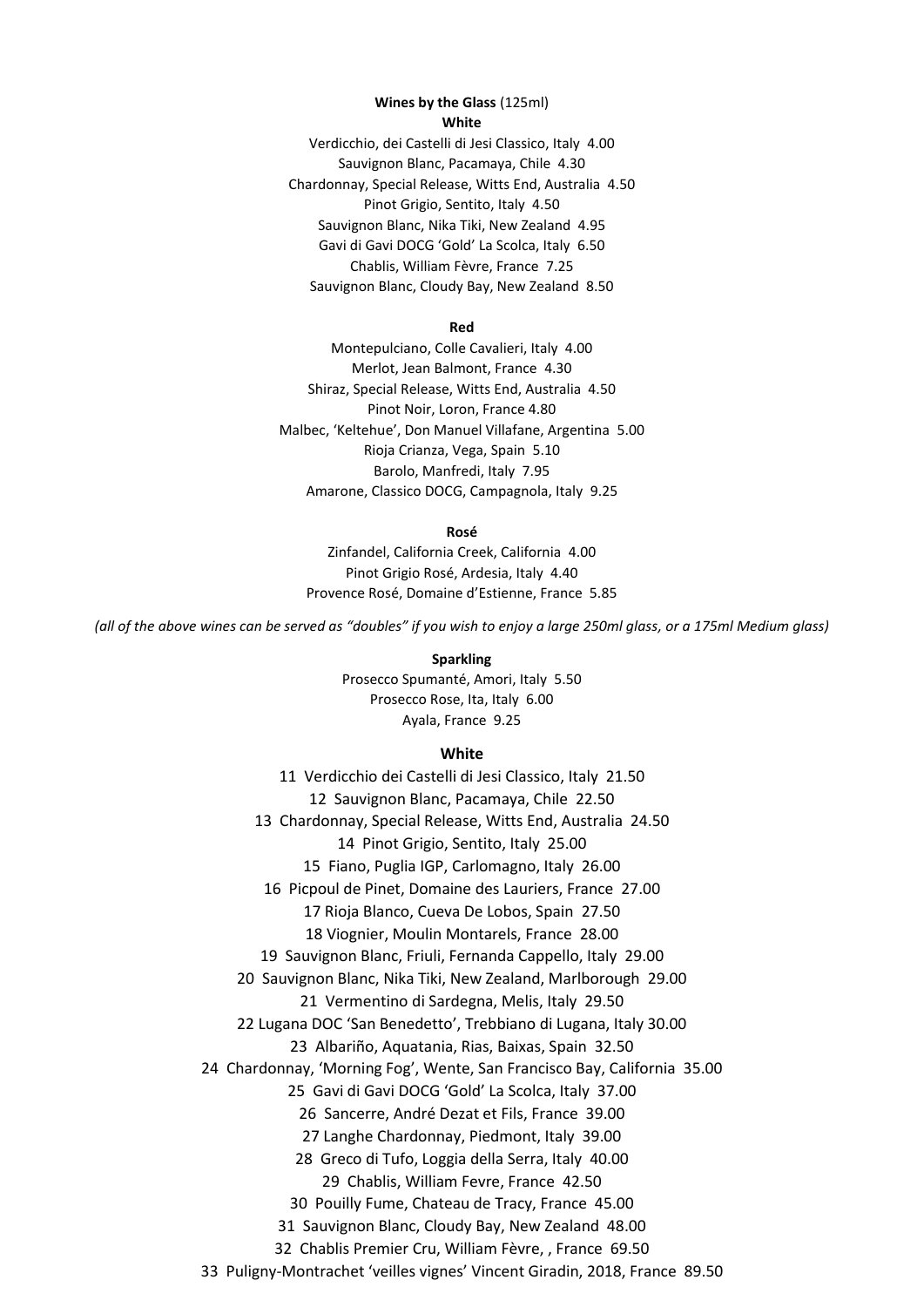## Wines by the Glass (125ml)

### White

Verdicchio, dei Castelli di Jesi Classico, Italy 4.00
Sauvignon Blanc, Pacamaya, Chile 4.30
Chardonnay, Special Release, Witts End, Australia 4.50
Pinot Grigio, Sentito, Italy 4.50
Sauvignon Blanc, Nika Tiki, New Zealand 4.95
Gavi di Gavi DOCG 'Gold' La Scolca, Italy 6.50
Chablis, William Fèvre, France 7.25
Sauvignon Blanc, Cloudy Bay, New Zealand 8.50

### Red

Montepulciano, Colle Cavalieri, Italy 4.00
Merlot, Jean Balmont, France 4.30
Shiraz, Special Release, Witts End, Australia 4.50
Pinot Noir, Loron, France 4.80
Malbec, 'Keltehue', Don Manuel Villafane, Argentina 5.00
Rioja Crianza, Vega, Spain 5.10
Barolo, Manfredi, Italy 7.95
Amarone, Classico DOCG, Campagnola, Italy 9.25

### Rosé

Zinfandel, California Creek, California 4.00
Pinot Grigio Rosé, Ardesia, Italy 4.40
Provence Rosé, Domaine d'Estienne, France 5.85

*(all of the above wines can be served as "doubles" if you wish to enjoy a large 250ml glass, or a 175ml Medium glass)*

### Sparkling

Prosecco Spumanté, Amori, Italy 5.50
Prosecco Rose, Ita, Italy 6.00
Ayala, France 9.25

## White

11 Verdicchio dei Castelli di Jesi Classico, Italy 21.50
12 Sauvignon Blanc, Pacamaya, Chile 22.50
13 Chardonnay, Special Release, Witts End, Australia 24.50
14 Pinot Grigio, Sentito, Italy 25.00
15 Fiano, Puglia IGP, Carlomagno, Italy 26.00
16 Picpoul de Pinet, Domaine des Lauriers, France 27.00
17 Rioja Blanco, Cueva De Lobos, Spain 27.50
18 Viognier, Moulin Montarels, France 28.00
19 Sauvignon Blanc, Friuli, Fernanda Cappello, Italy 29.00
20 Sauvignon Blanc, Nika Tiki, New Zealand, Marlborough 29.00
21 Vermentino di Sardegna, Melis, Italy 29.50
22 Lugana DOC 'San Benedetto', Trebbiano di Lugana, Italy 30.00
23 Albariño, Aquatania, Rias, Baixas, Spain 32.50
24 Chardonnay, 'Morning Fog', Wente, San Francisco Bay, California 35.00
25 Gavi di Gavi DOCG 'Gold' La Scolca, Italy 37.00
26 Sancerre, André Dezat et Fils, France 39.00
27 Langhe Chardonnay, Piedmont, Italy 39.00
28 Greco di Tufo, Loggia della Serra, Italy 40.00
29 Chablis, William Fevre, France 42.50
30 Pouilly Fume, Chateau de Tracy, France 45.00
31 Sauvignon Blanc, Cloudy Bay, New Zealand 48.00
32 Chablis Premier Cru, William Fèvre, , France 69.50
33 Puligny-Montrachet 'veilles vignes' Vincent Giradin, 2018, France 89.50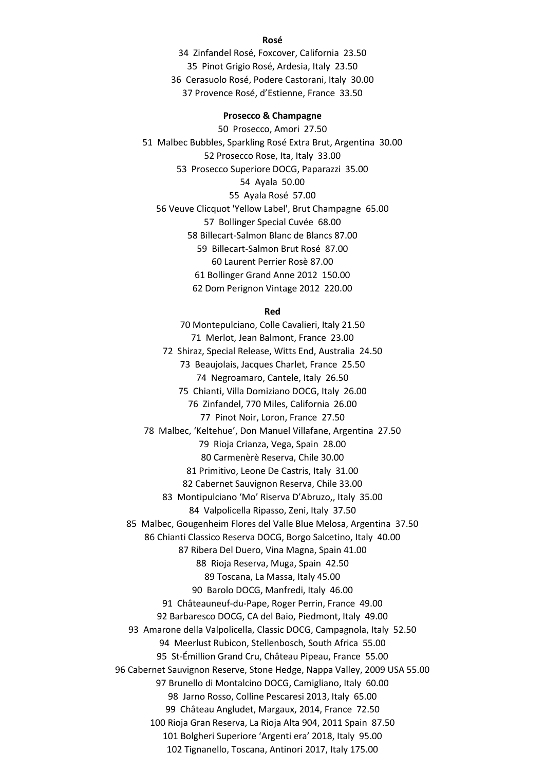**Rosé**

34 Zinfandel Rosé, Foxcover, California 23.50

35 Pinot Grigio Rosé, Ardesia, Italy 23.50

36 Cerasuolo Rosé, Podere Castorani, Italy 30.00

37 Provence Rosé, d'Estienne, France 33.50

**Prosecco & Champagne**

50 Prosecco, Amori 27.50

51 Malbec Bubbles, Sparkling Rosé Extra Brut, Argentina 30.00

52 Prosecco Rose, Ita, Italy 33.00

53 Prosecco Superiore DOCG, Paparazzi 35.00

54 Ayala 50.00

55 Ayala Rosé 57.00

56 Veuve Clicquot 'Yellow Label', Brut Champagne 65.00

57 Bollinger Special Cuvée 68.00

58 Billecart-Salmon Blanc de Blancs 87.00

59 Billecart-Salmon Brut Rosé 87.00

60 Laurent Perrier Rosè 87.00

61 Bollinger Grand Anne 2012 150.00

62 Dom Perignon Vintage 2012 220.00

**Red**

70 Montepulciano, Colle Cavalieri, Italy 21.50

71 Merlot, Jean Balmont, France 23.00

72 Shiraz, Special Release, Witts End, Australia 24.50

73 Beaujolais, Jacques Charlet, France 25.50

74 Negroamaro, Cantele, Italy 26.50

75 Chianti, Villa Domiziano DOCG, Italy 26.00

76 Zinfandel, 770 Miles, California 26.00

77 Pinot Noir, Loron, France 27.50

78 Malbec, 'Keltehue', Don Manuel Villafane, Argentina 27.50

79 Rioja Crianza, Vega, Spain 28.00

80 Carmenèrè Reserva, Chile 30.00

81 Primitivo, Leone De Castris, Italy 31.00

82 Cabernet Sauvignon Reserva, Chile 33.00

83 Montipulciano 'Mo' Riserva D'Abruzo,, Italy 35.00

84 Valpolicella Ripasso, Zeni, Italy 37.50

85 Malbec, Gougenheim Flores del Valle Blue Melosa, Argentina 37.50

86 Chianti Classico Reserva DOCG, Borgo Salcetino, Italy 40.00

87 Ribera Del Duero, Vina Magna, Spain 41.00

88 Rioja Reserva, Muga, Spain 42.50

89 Toscana, La Massa, Italy 45.00

90 Barolo DOCG, Manfredi, Italy 46.00

91 Châteauneuf-du-Pape, Roger Perrin, France 49.00

92 Barbaresco DOCG, CA del Baio, Piedmont, Italy 49.00

93 Amarone della Valpolicella, Classic DOCG, Campagnola, Italy 52.50

94 Meerlust Rubicon, Stellenbosch, South Africa 55.00

95 St-Émillion Grand Cru, Château Pipeau, France 55.00

96 Cabernet Sauvignon Reserve, Stone Hedge, Nappa Valley, 2009 USA 55.00

97 Brunello di Montalcino DOCG, Camigliano, Italy 60.00

98 Jarno Rosso, Colline Pescaresi 2013, Italy 65.00

99 Château Angludet, Margaux, 2014, France 72.50

100 Rioja Gran Reserva, La Rioja Alta 904, 2011 Spain 87.50

101 Bolgheri Superiore 'Argenti era' 2018, Italy 95.00

102 Tignanello, Toscana, Antinori 2017, Italy 175.00